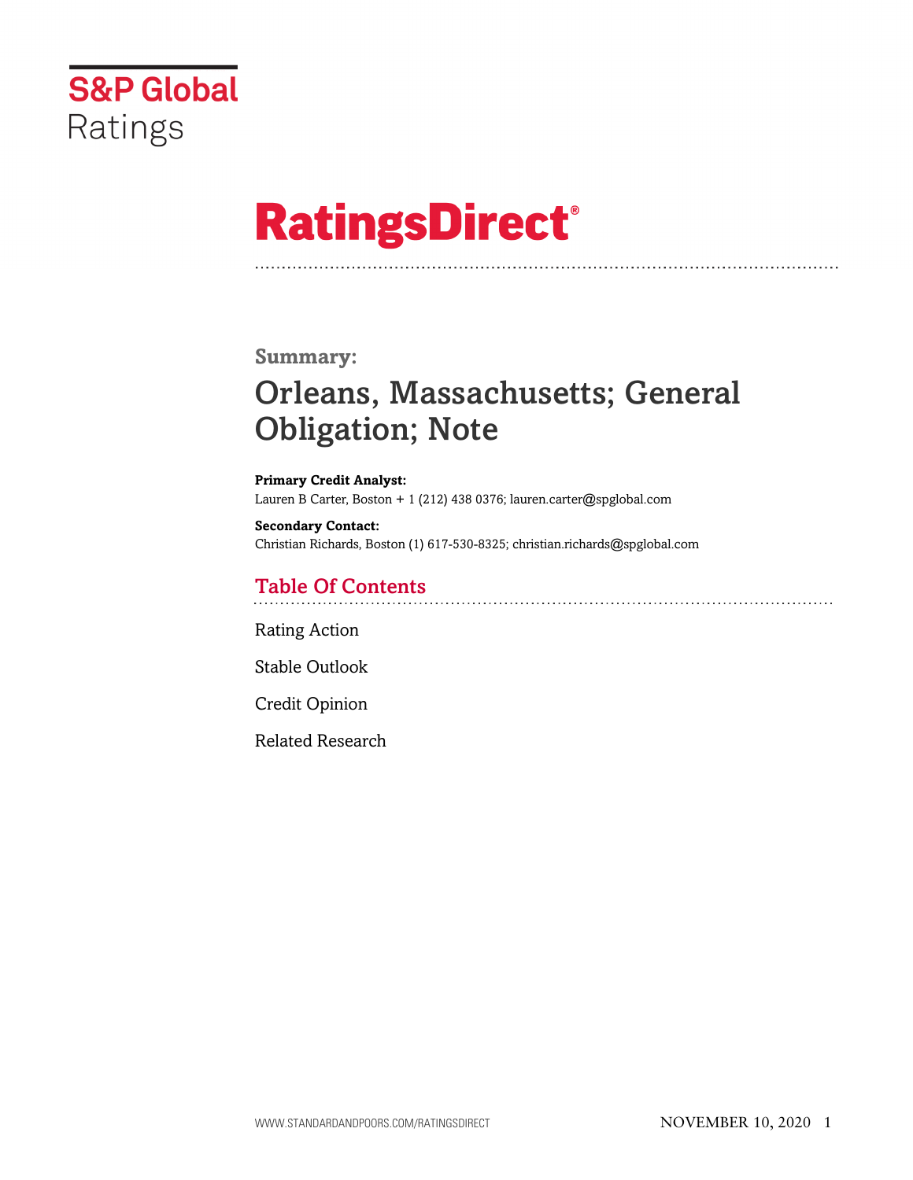S&P Global Ratings

# RatingsDirect®

**Summary:**

## Orleans, Massachusetts; General Obligation; Note

**Primary Credit Analyst:**
Lauren B Carter, Boston + 1 (212) 438 0376; lauren.carter@spglobal.com

**Secondary Contact:**
Christian Richards, Boston (1) 617-530-8325; christian.richards@spglobal.com

## Table Of Contents

Rating Action

Stable Outlook

Credit Opinion

Related Research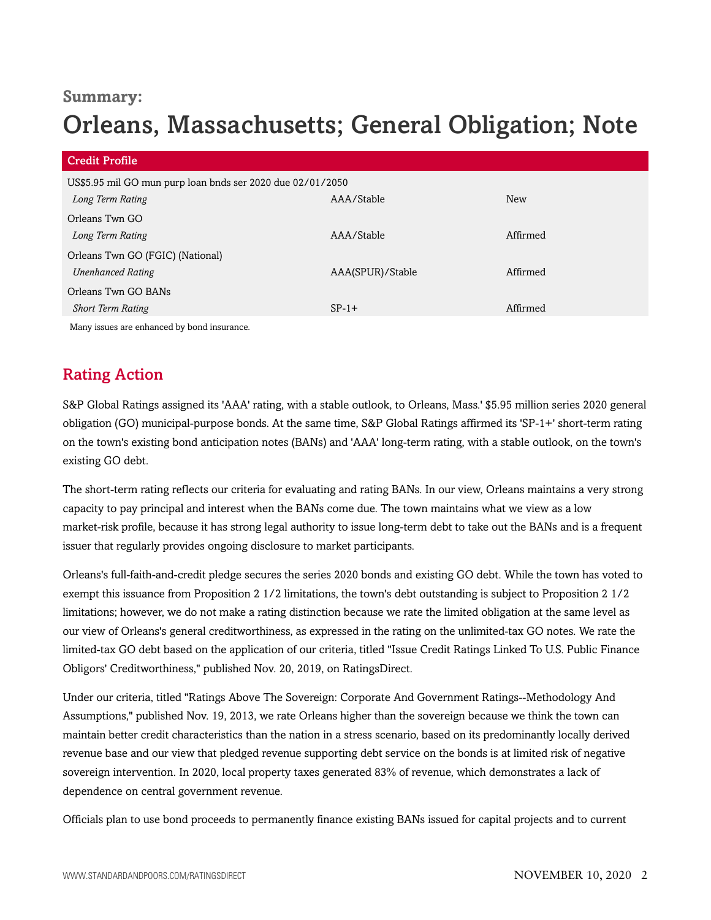**Summary:**

# Orleans, Massachusetts; General Obligation; Note

| Credit Profile | | |
|---|---|---|
| US$5.95 mil GO mun purp loan bnds ser 2020 due 02/01/2050 | | |
| *Long Term Rating* | AAA/Stable | New |
| Orleans Twn GO | | |
| *Long Term Rating* | AAA/Stable | Affirmed |
| Orleans Twn GO (FGIC) (National) | | |
| *Unenhanced Rating* | AAA(SPUR)/Stable | Affirmed |
| Orleans Twn GO BANs | | |
| *Short Term Rating* | SP-1+ | Affirmed |

Many issues are enhanced by bond insurance.

## Rating Action

S&P Global Ratings assigned its 'AAA' rating, with a stable outlook, to Orleans, Mass.' $5.95 million series 2020 general obligation (GO) municipal-purpose bonds. At the same time, S&P Global Ratings affirmed its 'SP-1+' short-term rating on the town's existing bond anticipation notes (BANs) and 'AAA' long-term rating, with a stable outlook, on the town's existing GO debt.

The short-term rating reflects our criteria for evaluating and rating BANs. In our view, Orleans maintains a very strong capacity to pay principal and interest when the BANs come due. The town maintains what we view as a low market-risk profile, because it has strong legal authority to issue long-term debt to take out the BANs and is a frequent issuer that regularly provides ongoing disclosure to market participants.

Orleans's full-faith-and-credit pledge secures the series 2020 bonds and existing GO debt. While the town has voted to exempt this issuance from Proposition 2 1/2 limitations, the town's debt outstanding is subject to Proposition 2 1/2 limitations; however, we do not make a rating distinction because we rate the limited obligation at the same level as our view of Orleans's general creditworthiness, as expressed in the rating on the unlimited-tax GO notes. We rate the limited-tax GO debt based on the application of our criteria, titled "Issue Credit Ratings Linked To U.S. Public Finance Obligors' Creditworthiness," published Nov. 20, 2019, on RatingsDirect.

Under our criteria, titled "Ratings Above The Sovereign: Corporate And Government Ratings--Methodology And Assumptions," published Nov. 19, 2013, we rate Orleans higher than the sovereign because we think the town can maintain better credit characteristics than the nation in a stress scenario, based on its predominantly locally derived revenue base and our view that pledged revenue supporting debt service on the bonds is at limited risk of negative sovereign intervention. In 2020, local property taxes generated 83% of revenue, which demonstrates a lack of dependence on central government revenue.

Officials plan to use bond proceeds to permanently finance existing BANs issued for capital projects and to current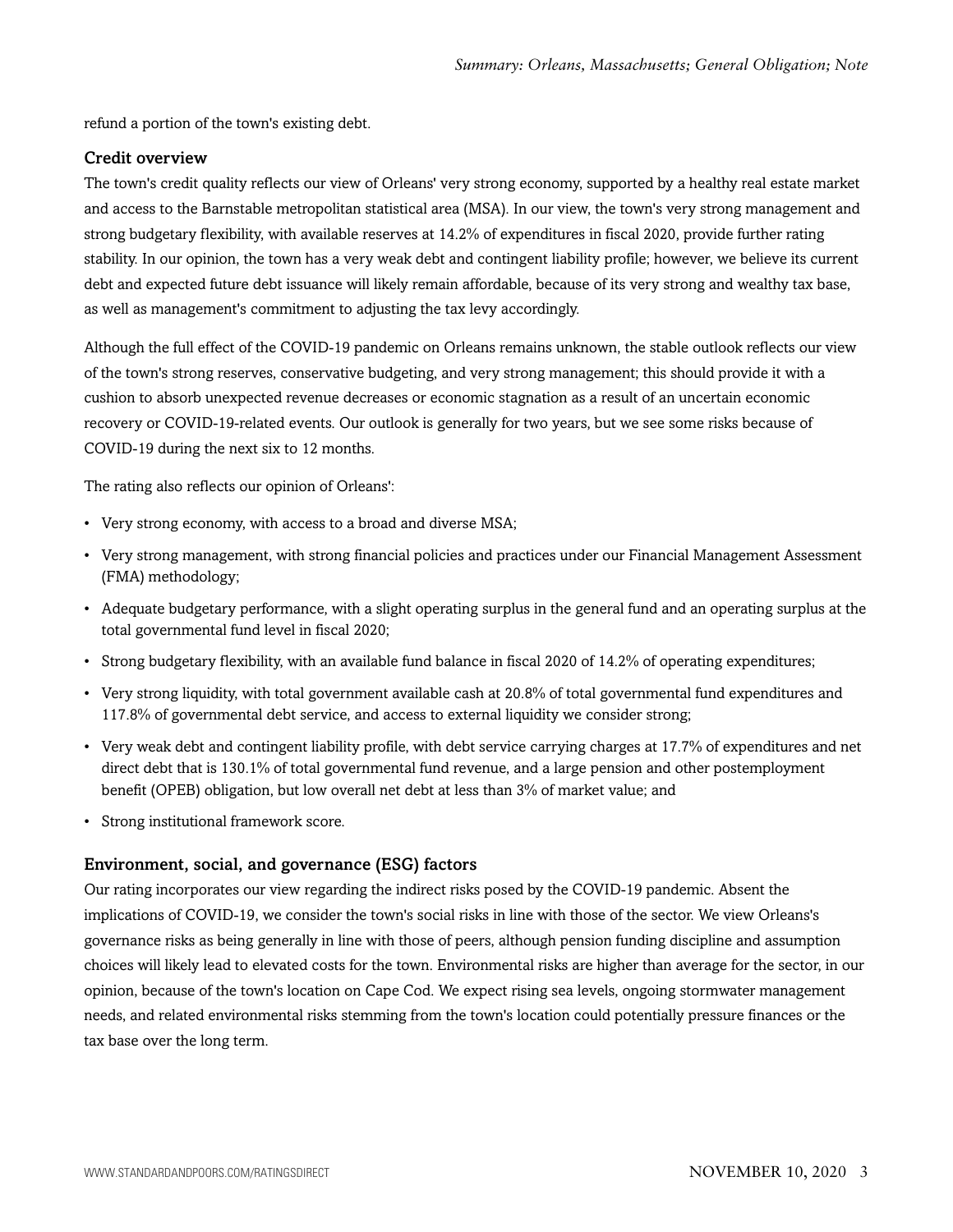refund a portion of the town's existing debt.

### Credit overview

The town's credit quality reflects our view of Orleans' very strong economy, supported by a healthy real estate market and access to the Barnstable metropolitan statistical area (MSA). In our view, the town's very strong management and strong budgetary flexibility, with available reserves at 14.2% of expenditures in fiscal 2020, provide further rating stability. In our opinion, the town has a very weak debt and contingent liability profile; however, we believe its current debt and expected future debt issuance will likely remain affordable, because of its very strong and wealthy tax base, as well as management's commitment to adjusting the tax levy accordingly.

Although the full effect of the COVID-19 pandemic on Orleans remains unknown, the stable outlook reflects our view of the town's strong reserves, conservative budgeting, and very strong management; this should provide it with a cushion to absorb unexpected revenue decreases or economic stagnation as a result of an uncertain economic recovery or COVID-19-related events. Our outlook is generally for two years, but we see some risks because of COVID-19 during the next six to 12 months.

The rating also reflects our opinion of Orleans':

- Very strong economy, with access to a broad and diverse MSA;
- Very strong management, with strong financial policies and practices under our Financial Management Assessment (FMA) methodology;
- Adequate budgetary performance, with a slight operating surplus in the general fund and an operating surplus at the total governmental fund level in fiscal 2020;
- Strong budgetary flexibility, with an available fund balance in fiscal 2020 of 14.2% of operating expenditures;
- Very strong liquidity, with total government available cash at 20.8% of total governmental fund expenditures and 117.8% of governmental debt service, and access to external liquidity we consider strong;
- Very weak debt and contingent liability profile, with debt service carrying charges at 17.7% of expenditures and net direct debt that is 130.1% of total governmental fund revenue, and a large pension and other postemployment benefit (OPEB) obligation, but low overall net debt at less than 3% of market value; and
- Strong institutional framework score.

### Environment, social, and governance (ESG) factors

Our rating incorporates our view regarding the indirect risks posed by the COVID-19 pandemic. Absent the implications of COVID-19, we consider the town's social risks in line with those of the sector. We view Orleans's governance risks as being generally in line with those of peers, although pension funding discipline and assumption choices will likely lead to elevated costs for the town. Environmental risks are higher than average for the sector, in our opinion, because of the town's location on Cape Cod. We expect rising sea levels, ongoing stormwater management needs, and related environmental risks stemming from the town's location could potentially pressure finances or the tax base over the long term.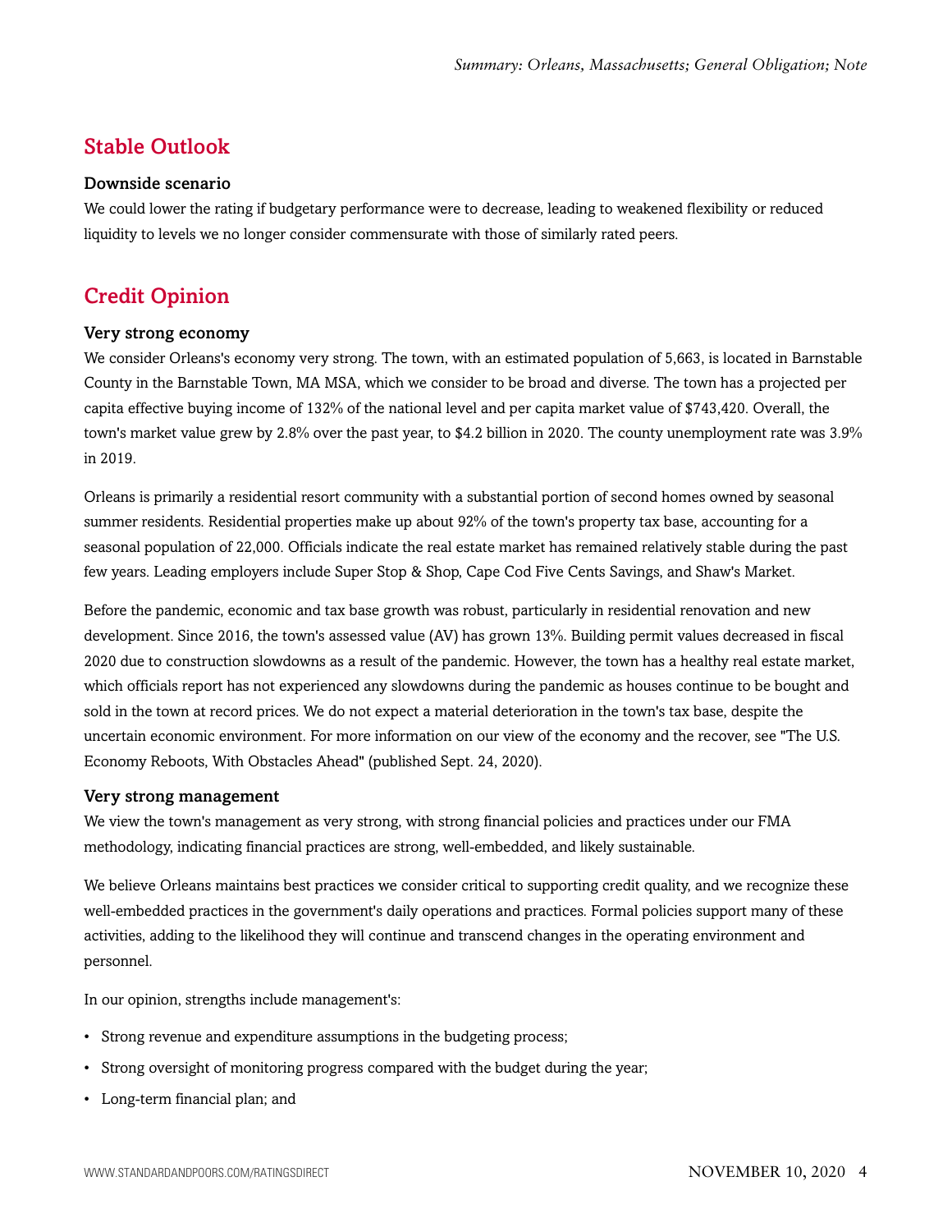## Stable Outlook

### Downside scenario

We could lower the rating if budgetary performance were to decrease, leading to weakened flexibility or reduced liquidity to levels we no longer consider commensurate with those of similarly rated peers.

## Credit Opinion

### Very strong economy

We consider Orleans's economy very strong. The town, with an estimated population of 5,663, is located in Barnstable County in the Barnstable Town, MA MSA, which we consider to be broad and diverse. The town has a projected per capita effective buying income of 132% of the national level and per capita market value of $743,420. Overall, the town's market value grew by 2.8% over the past year, to $4.2 billion in 2020. The county unemployment rate was 3.9% in 2019.

Orleans is primarily a residential resort community with a substantial portion of second homes owned by seasonal summer residents. Residential properties make up about 92% of the town's property tax base, accounting for a seasonal population of 22,000. Officials indicate the real estate market has remained relatively stable during the past few years. Leading employers include Super Stop & Shop, Cape Cod Five Cents Savings, and Shaw's Market.

Before the pandemic, economic and tax base growth was robust, particularly in residential renovation and new development. Since 2016, the town's assessed value (AV) has grown 13%. Building permit values decreased in fiscal 2020 due to construction slowdowns as a result of the pandemic. However, the town has a healthy real estate market, which officials report has not experienced any slowdowns during the pandemic as houses continue to be bought and sold in the town at record prices. We do not expect a material deterioration in the town's tax base, despite the uncertain economic environment. For more information on our view of the economy and the recover, see "The U.S. Economy Reboots, With Obstacles Ahead" (published Sept. 24, 2020).

### Very strong management

We view the town's management as very strong, with strong financial policies and practices under our FMA methodology, indicating financial practices are strong, well-embedded, and likely sustainable.

We believe Orleans maintains best practices we consider critical to supporting credit quality, and we recognize these well-embedded practices in the government's daily operations and practices. Formal policies support many of these activities, adding to the likelihood they will continue and transcend changes in the operating environment and personnel.

In our opinion, strengths include management's:

- Strong revenue and expenditure assumptions in the budgeting process;
- Strong oversight of monitoring progress compared with the budget during the year;
- Long-term financial plan; and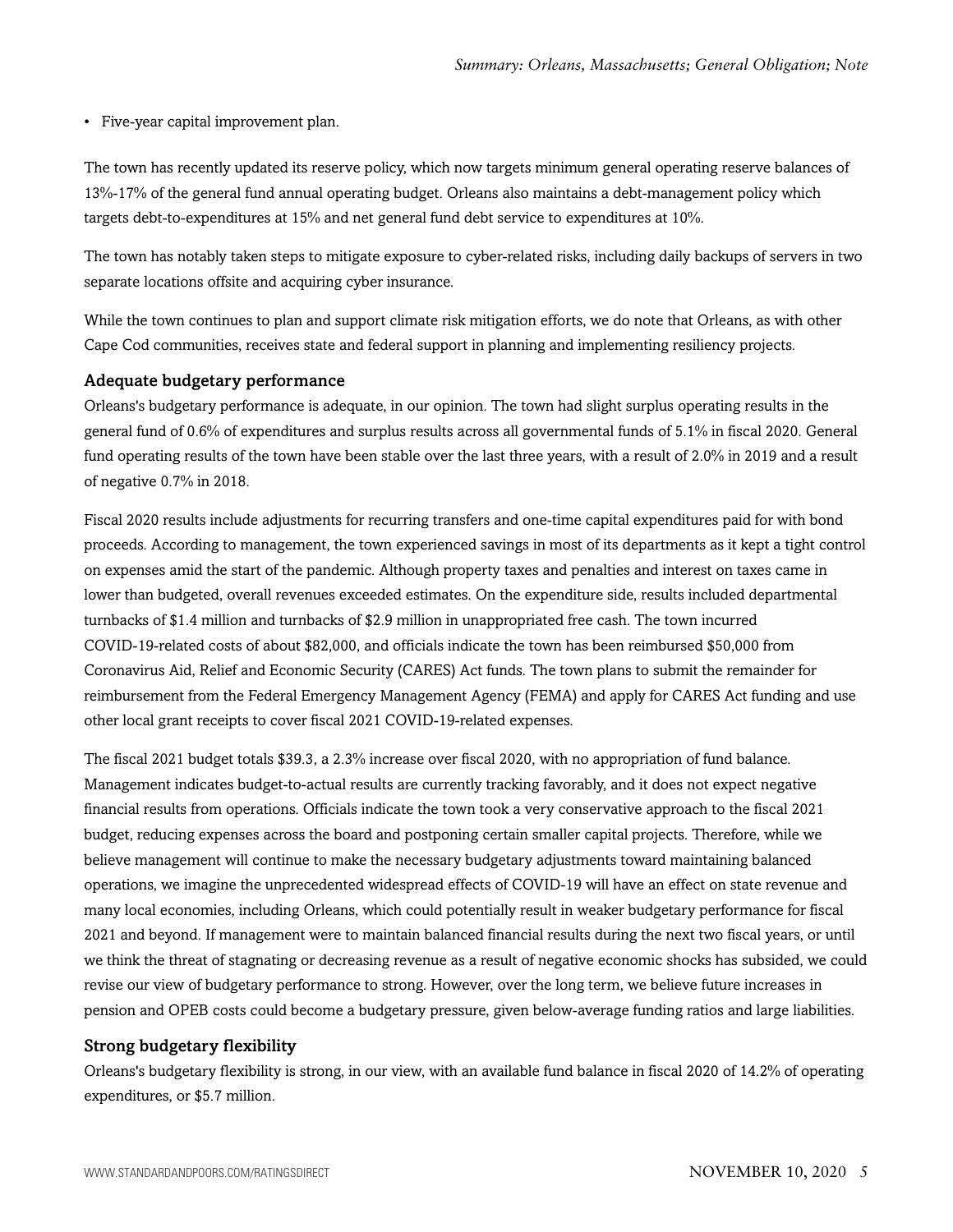- Five-year capital improvement plan.

The town has recently updated its reserve policy, which now targets minimum general operating reserve balances of 13%-17% of the general fund annual operating budget. Orleans also maintains a debt-management policy which targets debt-to-expenditures at 15% and net general fund debt service to expenditures at 10%.

The town has notably taken steps to mitigate exposure to cyber-related risks, including daily backups of servers in two separate locations offsite and acquiring cyber insurance.

While the town continues to plan and support climate risk mitigation efforts, we do note that Orleans, as with other Cape Cod communities, receives state and federal support in planning and implementing resiliency projects.

### Adequate budgetary performance

Orleans's budgetary performance is adequate, in our opinion. The town had slight surplus operating results in the general fund of 0.6% of expenditures and surplus results across all governmental funds of 5.1% in fiscal 2020. General fund operating results of the town have been stable over the last three years, with a result of 2.0% in 2019 and a result of negative 0.7% in 2018.

Fiscal 2020 results include adjustments for recurring transfers and one-time capital expenditures paid for with bond proceeds. According to management, the town experienced savings in most of its departments as it kept a tight control on expenses amid the start of the pandemic. Although property taxes and penalties and interest on taxes came in lower than budgeted, overall revenues exceeded estimates. On the expenditure side, results included departmental turnbacks of $1.4 million and turnbacks of $2.9 million in unappropriated free cash. The town incurred COVID-19-related costs of about $82,000, and officials indicate the town has been reimbursed $50,000 from Coronavirus Aid, Relief and Economic Security (CARES) Act funds. The town plans to submit the remainder for reimbursement from the Federal Emergency Management Agency (FEMA) and apply for CARES Act funding and use other local grant receipts to cover fiscal 2021 COVID-19-related expenses.

The fiscal 2021 budget totals $39.3, a 2.3% increase over fiscal 2020, with no appropriation of fund balance. Management indicates budget-to-actual results are currently tracking favorably, and it does not expect negative financial results from operations. Officials indicate the town took a very conservative approach to the fiscal 2021 budget, reducing expenses across the board and postponing certain smaller capital projects. Therefore, while we believe management will continue to make the necessary budgetary adjustments toward maintaining balanced operations, we imagine the unprecedented widespread effects of COVID-19 will have an effect on state revenue and many local economies, including Orleans, which could potentially result in weaker budgetary performance for fiscal 2021 and beyond. If management were to maintain balanced financial results during the next two fiscal years, or until we think the threat of stagnating or decreasing revenue as a result of negative economic shocks has subsided, we could revise our view of budgetary performance to strong. However, over the long term, we believe future increases in pension and OPEB costs could become a budgetary pressure, given below-average funding ratios and large liabilities.

### Strong budgetary flexibility

Orleans's budgetary flexibility is strong, in our view, with an available fund balance in fiscal 2020 of 14.2% of operating expenditures, or $5.7 million.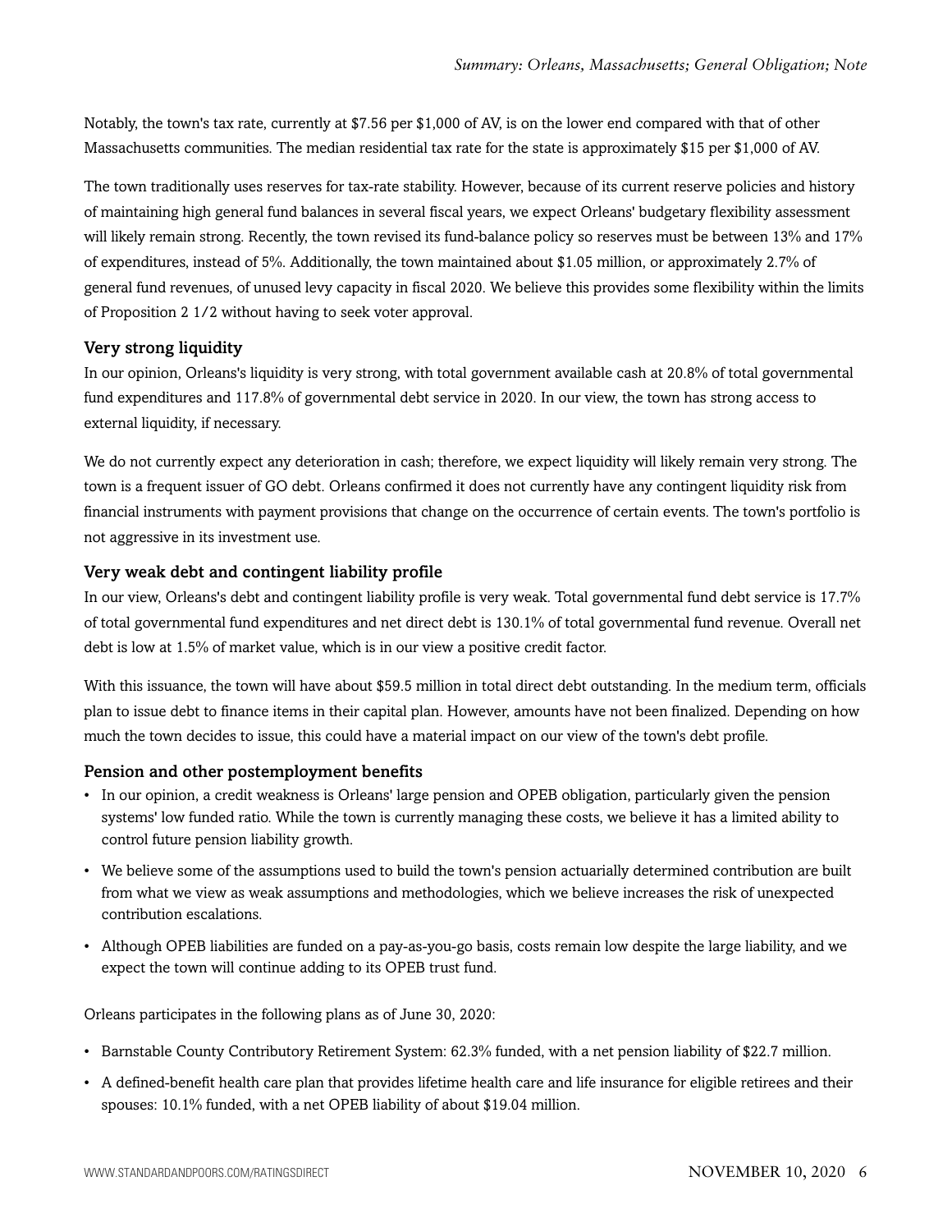Notably, the town's tax rate, currently at $7.56 per $1,000 of AV, is on the lower end compared with that of other Massachusetts communities. The median residential tax rate for the state is approximately $15 per $1,000 of AV.

The town traditionally uses reserves for tax-rate stability. However, because of its current reserve policies and history of maintaining high general fund balances in several fiscal years, we expect Orleans' budgetary flexibility assessment will likely remain strong. Recently, the town revised its fund-balance policy so reserves must be between 13% and 17% of expenditures, instead of 5%. Additionally, the town maintained about $1.05 million, or approximately 2.7% of general fund revenues, of unused levy capacity in fiscal 2020. We believe this provides some flexibility within the limits of Proposition 2 1/2 without having to seek voter approval.

### Very strong liquidity

In our opinion, Orleans's liquidity is very strong, with total government available cash at 20.8% of total governmental fund expenditures and 117.8% of governmental debt service in 2020. In our view, the town has strong access to external liquidity, if necessary.

We do not currently expect any deterioration in cash; therefore, we expect liquidity will likely remain very strong. The town is a frequent issuer of GO debt. Orleans confirmed it does not currently have any contingent liquidity risk from financial instruments with payment provisions that change on the occurrence of certain events. The town's portfolio is not aggressive in its investment use.

### Very weak debt and contingent liability profile

In our view, Orleans's debt and contingent liability profile is very weak. Total governmental fund debt service is 17.7% of total governmental fund expenditures and net direct debt is 130.1% of total governmental fund revenue. Overall net debt is low at 1.5% of market value, which is in our view a positive credit factor.

With this issuance, the town will have about $59.5 million in total direct debt outstanding. In the medium term, officials plan to issue debt to finance items in their capital plan. However, amounts have not been finalized. Depending on how much the town decides to issue, this could have a material impact on our view of the town's debt profile.

### Pension and other postemployment benefits

- In our opinion, a credit weakness is Orleans' large pension and OPEB obligation, particularly given the pension systems' low funded ratio. While the town is currently managing these costs, we believe it has a limited ability to control future pension liability growth.
- We believe some of the assumptions used to build the town's pension actuarially determined contribution are built from what we view as weak assumptions and methodologies, which we believe increases the risk of unexpected contribution escalations.
- Although OPEB liabilities are funded on a pay-as-you-go basis, costs remain low despite the large liability, and we expect the town will continue adding to its OPEB trust fund.

Orleans participates in the following plans as of June 30, 2020:

- Barnstable County Contributory Retirement System: 62.3% funded, with a net pension liability of $22.7 million.
- A defined-benefit health care plan that provides lifetime health care and life insurance for eligible retirees and their spouses: 10.1% funded, with a net OPEB liability of about $19.04 million.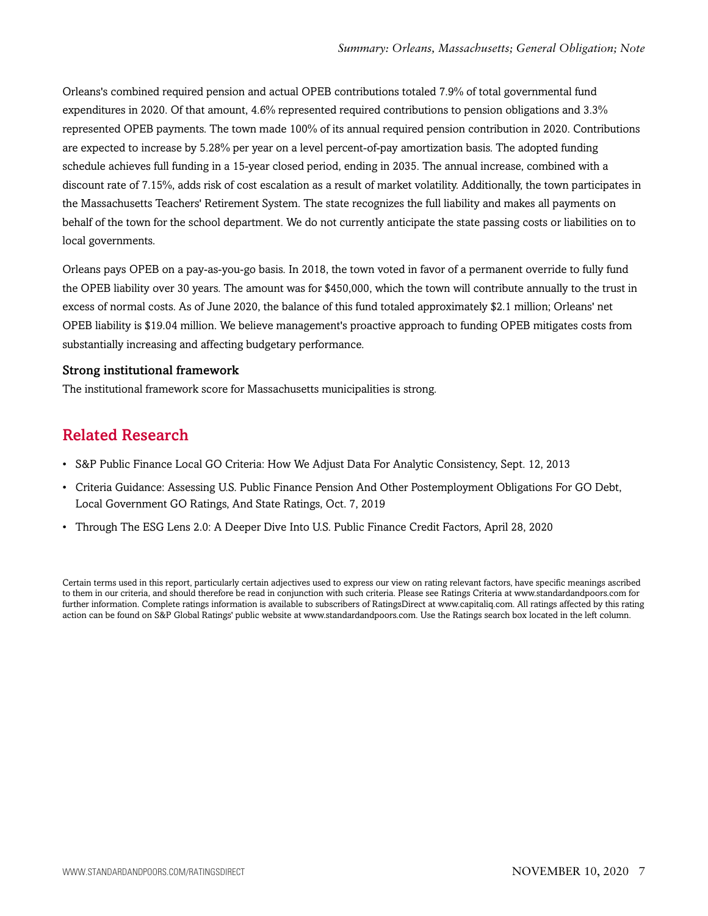Orleans's combined required pension and actual OPEB contributions totaled 7.9% of total governmental fund expenditures in 2020. Of that amount, 4.6% represented required contributions to pension obligations and 3.3% represented OPEB payments. The town made 100% of its annual required pension contribution in 2020. Contributions are expected to increase by 5.28% per year on a level percent-of-pay amortization basis. The adopted funding schedule achieves full funding in a 15-year closed period, ending in 2035. The annual increase, combined with a discount rate of 7.15%, adds risk of cost escalation as a result of market volatility. Additionally, the town participates in the Massachusetts Teachers' Retirement System. The state recognizes the full liability and makes all payments on behalf of the town for the school department. We do not currently anticipate the state passing costs or liabilities on to local governments.

Orleans pays OPEB on a pay-as-you-go basis. In 2018, the town voted in favor of a permanent override to fully fund the OPEB liability over 30 years. The amount was for $450,000, which the town will contribute annually to the trust in excess of normal costs. As of June 2020, the balance of this fund totaled approximately $2.1 million; Orleans' net OPEB liability is $19.04 million. We believe management's proactive approach to funding OPEB mitigates costs from substantially increasing and affecting budgetary performance.

### Strong institutional framework

The institutional framework score for Massachusetts municipalities is strong.

## Related Research

- S&P Public Finance Local GO Criteria: How We Adjust Data For Analytic Consistency, Sept. 12, 2013
- Criteria Guidance: Assessing U.S. Public Finance Pension And Other Postemployment Obligations For GO Debt, Local Government GO Ratings, And State Ratings, Oct. 7, 2019
- Through The ESG Lens 2.0: A Deeper Dive Into U.S. Public Finance Credit Factors, April 28, 2020

Certain terms used in this report, particularly certain adjectives used to express our view on rating relevant factors, have specific meanings ascribed to them in our criteria, and should therefore be read in conjunction with such criteria. Please see Ratings Criteria at www.standardandpoors.com for further information. Complete ratings information is available to subscribers of RatingsDirect at www.capitaliq.com. All ratings affected by this rating action can be found on S&P Global Ratings' public website at www.standardandpoors.com. Use the Ratings search box located in the left column.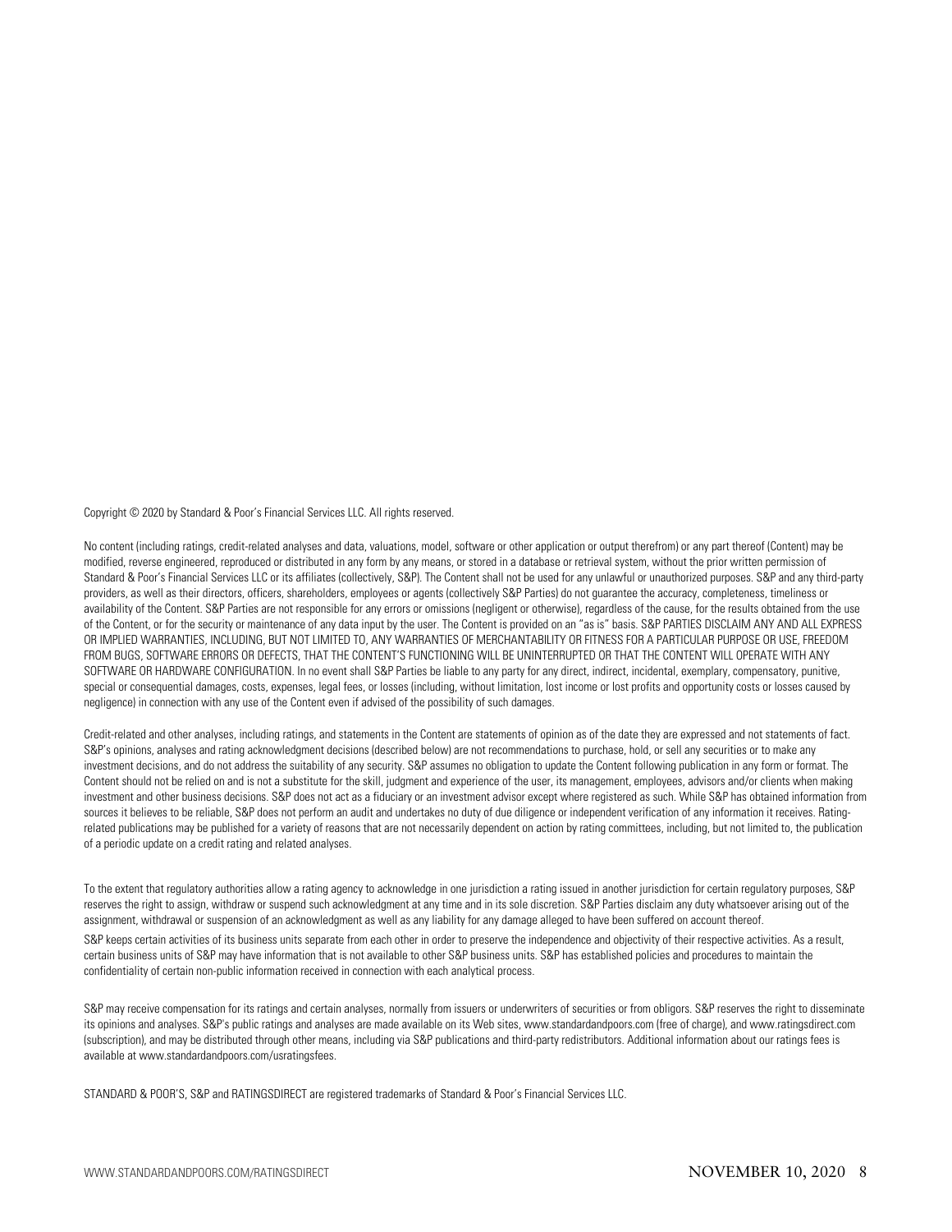Copyright © 2020 by Standard & Poor's Financial Services LLC. All rights reserved.

No content (including ratings, credit-related analyses and data, valuations, model, software or other application or output therefrom) or any part thereof (Content) may be modified, reverse engineered, reproduced or distributed in any form by any means, or stored in a database or retrieval system, without the prior written permission of Standard & Poor's Financial Services LLC or its affiliates (collectively, S&P). The Content shall not be used for any unlawful or unauthorized purposes. S&P and any third-party providers, as well as their directors, officers, shareholders, employees or agents (collectively S&P Parties) do not guarantee the accuracy, completeness, timeliness or availability of the Content. S&P Parties are not responsible for any errors or omissions (negligent or otherwise), regardless of the cause, for the results obtained from the use of the Content, or for the security or maintenance of any data input by the user. The Content is provided on an "as is" basis. S&P PARTIES DISCLAIM ANY AND ALL EXPRESS OR IMPLIED WARRANTIES, INCLUDING, BUT NOT LIMITED TO, ANY WARRANTIES OF MERCHANTABILITY OR FITNESS FOR A PARTICULAR PURPOSE OR USE, FREEDOM FROM BUGS, SOFTWARE ERRORS OR DEFECTS, THAT THE CONTENT'S FUNCTIONING WILL BE UNINTERRUPTED OR THAT THE CONTENT WILL OPERATE WITH ANY SOFTWARE OR HARDWARE CONFIGURATION. In no event shall S&P Parties be liable to any party for any direct, indirect, incidental, exemplary, compensatory, punitive, special or consequential damages, costs, expenses, legal fees, or losses (including, without limitation, lost income or lost profits and opportunity costs or losses caused by negligence) in connection with any use of the Content even if advised of the possibility of such damages.

Credit-related and other analyses, including ratings, and statements in the Content are statements of opinion as of the date they are expressed and not statements of fact. S&P's opinions, analyses and rating acknowledgment decisions (described below) are not recommendations to purchase, hold, or sell any securities or to make any investment decisions, and do not address the suitability of any security. S&P assumes no obligation to update the Content following publication in any form or format. The Content should not be relied on and is not a substitute for the skill, judgment and experience of the user, its management, employees, advisors and/or clients when making investment and other business decisions. S&P does not act as a fiduciary or an investment advisor except where registered as such. While S&P has obtained information from sources it believes to be reliable, S&P does not perform an audit and undertakes no duty of due diligence or independent verification of any information it receives. Rating-related publications may be published for a variety of reasons that are not necessarily dependent on action by rating committees, including, but not limited to, the publication of a periodic update on a credit rating and related analyses.

To the extent that regulatory authorities allow a rating agency to acknowledge in one jurisdiction a rating issued in another jurisdiction for certain regulatory purposes, S&P reserves the right to assign, withdraw or suspend such acknowledgment at any time and in its sole discretion. S&P Parties disclaim any duty whatsoever arising out of the assignment, withdrawal or suspension of an acknowledgment as well as any liability for any damage alleged to have been suffered on account thereof.

S&P keeps certain activities of its business units separate from each other in order to preserve the independence and objectivity of their respective activities. As a result, certain business units of S&P may have information that is not available to other S&P business units. S&P has established policies and procedures to maintain the confidentiality of certain non-public information received in connection with each analytical process.

S&P may receive compensation for its ratings and certain analyses, normally from issuers or underwriters of securities or from obligors. S&P reserves the right to disseminate its opinions and analyses. S&P's public ratings and analyses are made available on its Web sites, www.standardandpoors.com (free of charge), and www.ratingsdirect.com (subscription), and may be distributed through other means, including via S&P publications and third-party redistributors. Additional information about our ratings fees is available at www.standardandpoors.com/usratingsfees.

STANDARD & POOR'S, S&P and RATINGSDIRECT are registered trademarks of Standard & Poor's Financial Services LLC.